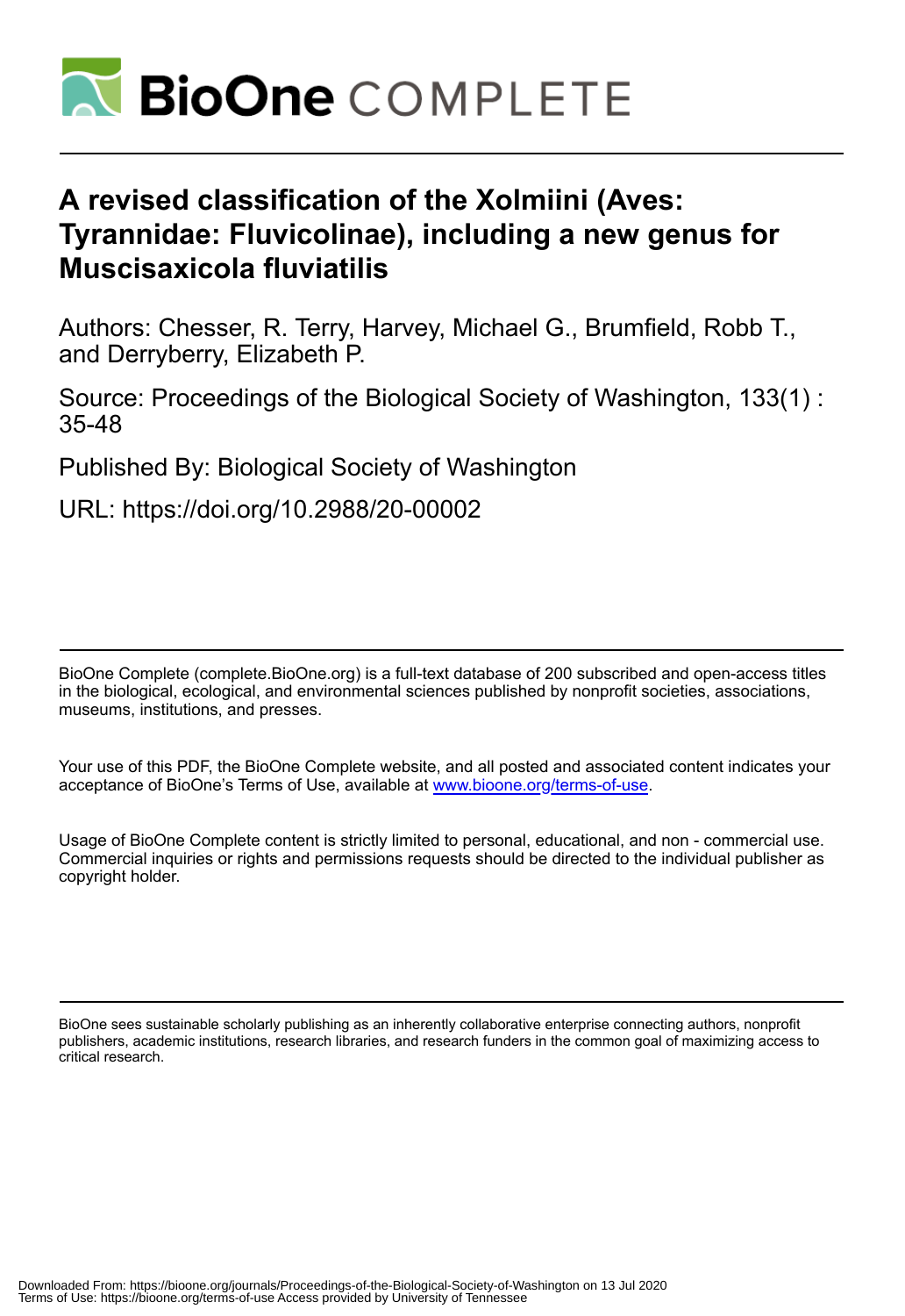# A revised classification of the Xolmiini (Aves: Tyrannidae: Fluvicolinae), including a new genus for *Muscisaxicola fluviatilis*

Authors: Chesser, R. Terry, Harvey, Michael G., Brumfield, Robb T., and Derryberry, Elizabeth P.

Source: Proceedings of the Biological Society of Washington, 133(1) : 35-48

Published By: Biological Society of Washington

URL: https://doi.org/10.2988/20-00002

BioOne Complete (complete.BioOne.org) is a full-text database of 200 subscribed and open-access titles in the biological, ecological, and environmental sciences published by nonprofit societies, associations, museums, institutions, and presses.

Your use of this PDF, the BioOne Complete website, and all posted and associated content indicates your acceptance of BioOne's Terms of Use, available at www.bioone.org/terms-of-use.

Usage of BioOne Complete content is strictly limited to personal, educational, and non - commercial use. Commercial inquiries or rights and permissions requests should be directed to the individual publisher as copyright holder.

BioOne sees sustainable scholarly publishing as an inherently collaborative enterprise connecting authors, nonprofit publishers, academic institutions, research libraries, and research funders in the common goal of maximizing access to critical research.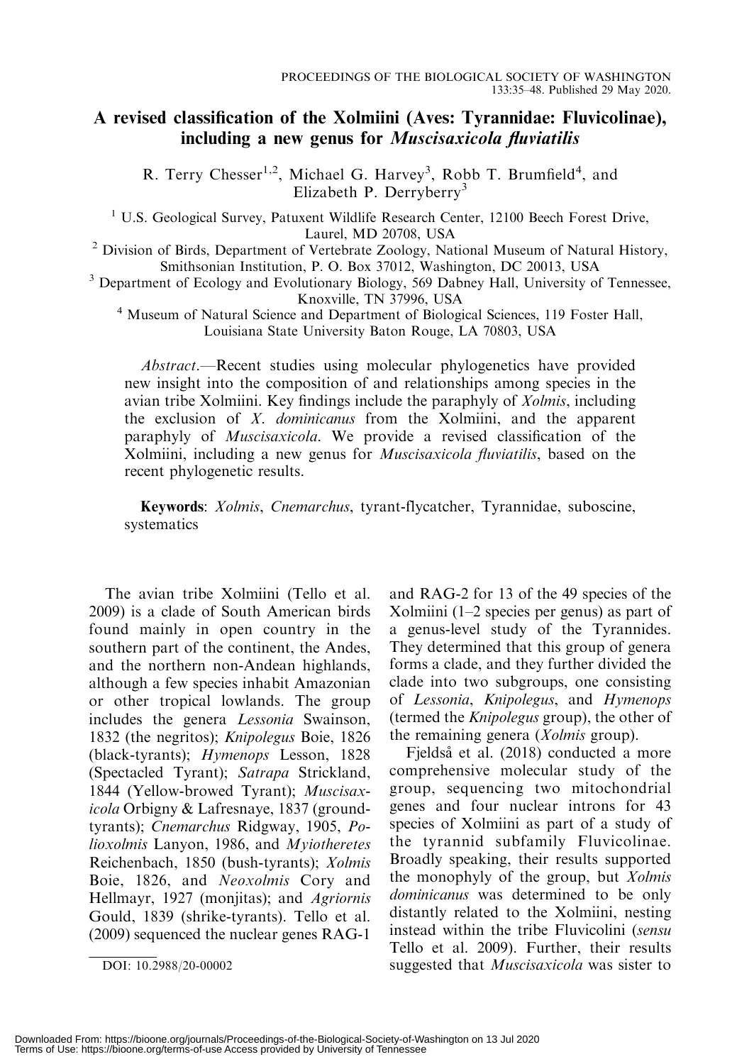# A revised classification of the Xolmiini (Aves: Tyrannidae: Fluvicolinae), including a new genus for *Muscisaxicola fluviatilis*

R. Terry Chesser[1,2], Michael G. Harvey[3], Robb T. Brumfield[4], and Elizabeth P. Derryberry[3]

[1] U.S. Geological Survey, Patuxent Wildlife Research Center, 12100 Beech Forest Drive, Laurel, MD 20708, USA

[2] Division of Birds, Department of Vertebrate Zoology, National Museum of Natural History, Smithsonian Institution, P. O. Box 37012, Washington, DC 20013, USA

[3] Department of Ecology and Evolutionary Biology, 569 Dabney Hall, University of Tennessee, Knoxville, TN 37996, USA

[4] Museum of Natural Science and Department of Biological Sciences, 119 Foster Hall, Louisiana State University Baton Rouge, LA 70803, USA

*Abstract*.—Recent studies using molecular phylogenetics have provided new insight into the composition of and relationships among species in the avian tribe Xolmiini. Key findings include the paraphyly of *Xolmis*, including the exclusion of *X. dominicanus* from the Xolmiini, and the apparent paraphyly of *Muscisaxicola*. We provide a revised classification of the Xolmiini, including a new genus for *Muscisaxicola fluviatilis*, based on the recent phylogenetic results.

**Keywords**: *Xolmis*, *Cnemarchus*, tyrant-flycatcher, Tyrannidae, suboscine, systematics

The avian tribe Xolmiini (Tello et al. 2009) is a clade of South American birds found mainly in open country in the southern part of the continent, the Andes, and the northern non-Andean highlands, although a few species inhabit Amazonian or other tropical lowlands. The group includes the genera *Lessonia* Swainson, 1832 (the negritos); *Knipolegus* Boie, 1826 (black-tyrants); *Hymenops* Lesson, 1828 (Spectacled Tyrant); *Satrapa* Strickland, 1844 (Yellow-browed Tyrant); *Muscisaxicola* Orbigny & Lafresnaye, 1837 (ground-tyrants); *Cnemarchus* Ridgway, 1905, *Polioxolmis* Lanyon, 1986, and *Myiotheretes* Reichenbach, 1850 (bush-tyrants); *Xolmis* Boie, 1826, and *Neoxolmis* Cory and Hellmayr, 1927 (monjitas); and *Agriornis* Gould, 1839 (shrike-tyrants). Tello et al. (2009) sequenced the nuclear genes RAG-1 and RAG-2 for 13 of the 49 species of the Xolmiini (1–2 species per genus) as part of a genus-level study of the Tyrannides. They determined that this group of genera forms a clade, and they further divided the clade into two subgroups, one consisting of *Lessonia*, *Knipolegus*, and *Hymenops* (termed the *Knipolegus* group), the other of the remaining genera (*Xolmis* group).

Fjeldså et al. (2018) conducted a more comprehensive molecular study of the group, sequencing two mitochondrial genes and four nuclear introns for 43 species of Xolmiini as part of a study of the tyrannid subfamily Fluvicolinae. Broadly speaking, their results supported the monophyly of the group, but *Xolmis dominicanus* was determined to be only distantly related to the Xolmiini, nesting instead within the tribe Fluvicolini (*sensu* Tello et al. 2009). Further, their results suggested that *Muscisaxicola* was sister to

DOI: 10.2988/20-00002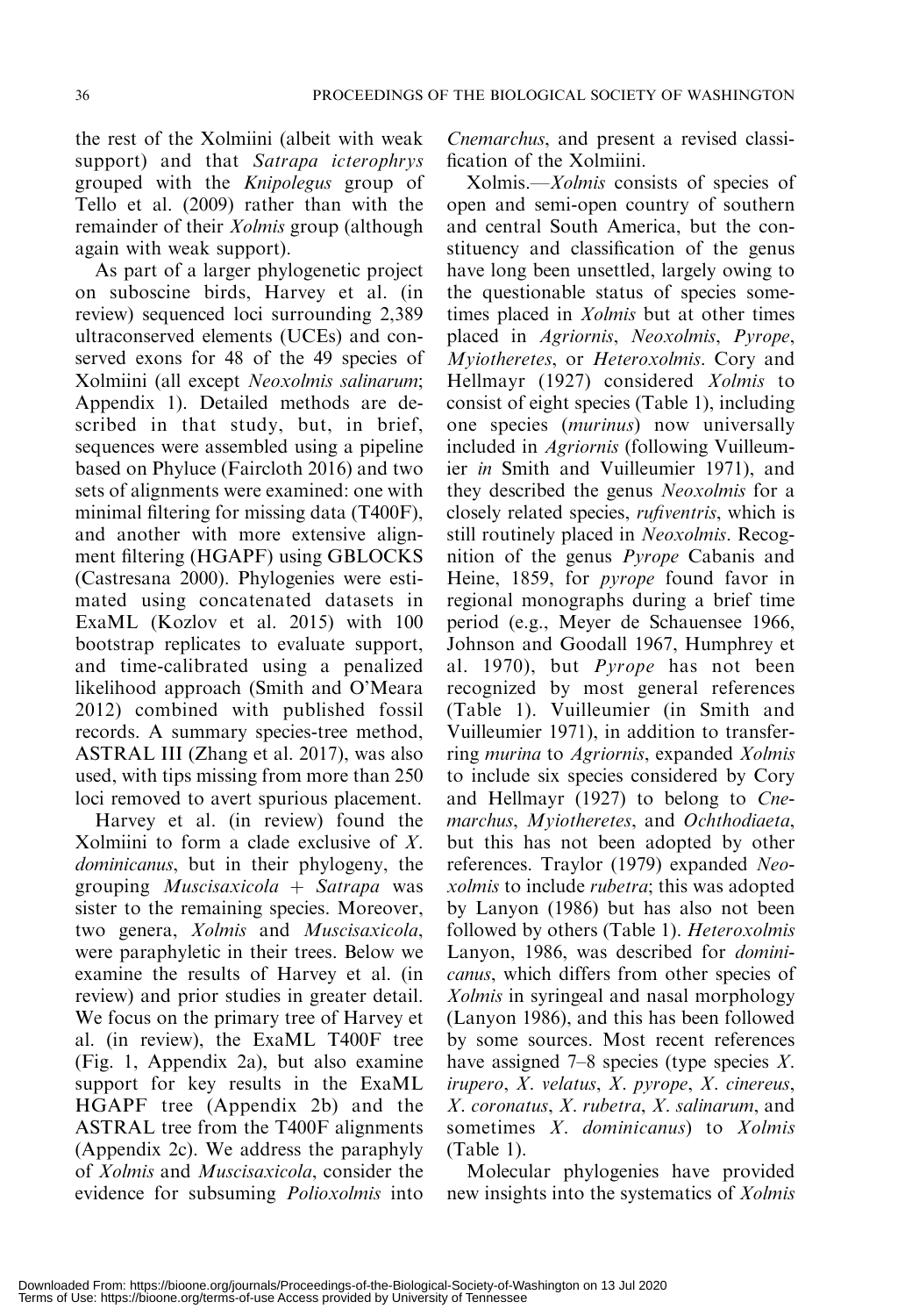the rest of the Xolmiini (albeit with weak support) and that *Satrapa icterophrys* grouped with the *Knipolegus* group of Tello et al. (2009) rather than with the remainder of their *Xolmis* group (although again with weak support).

As part of a larger phylogenetic project on suboscine birds, Harvey et al. (in review) sequenced loci surrounding 2,389 ultraconserved elements (UCEs) and conserved exons for 48 of the 49 species of Xolmiini (all except *Neoxolmis salinarum*; Appendix 1). Detailed methods are described in that study, but, in brief, sequences were assembled using a pipeline based on Phyluce (Faircloth 2016) and two sets of alignments were examined: one with minimal filtering for missing data (T400F), and another with more extensive alignment filtering (HGAPF) using GBLOCKS (Castresana 2000). Phylogenies were estimated using concatenated datasets in ExaML (Kozlov et al. 2015) with 100 bootstrap replicates to evaluate support, and time-calibrated using a penalized likelihood approach (Smith and O'Meara 2012) combined with published fossil records. A summary species-tree method, ASTRAL III (Zhang et al. 2017), was also used, with tips missing from more than 250 loci removed to avert spurious placement.

Harvey et al. (in review) found the Xolmiini to form a clade exclusive of *X. dominicanus*, but in their phylogeny, the grouping *Muscisaxicola* + *Satrapa* was sister to the remaining species. Moreover, two genera, *Xolmis* and *Muscisaxicola*, were paraphyletic in their trees. Below we examine the results of Harvey et al. (in review) and prior studies in greater detail. We focus on the primary tree of Harvey et al. (in review), the ExaML T400F tree (Fig. 1, Appendix 2a), but also examine support for key results in the ExaML HGAPF tree (Appendix 2b) and the ASTRAL tree from the T400F alignments (Appendix 2c). We address the paraphyly of *Xolmis* and *Muscisaxicola*, consider the evidence for subsuming *Polioxolmis* into *Cnemarchus*, and present a revised classification of the Xolmiini.

Xolmis.—*Xolmis* consists of species of open and semi-open country of southern and central South America, but the constituency and classification of the genus have long been unsettled, largely owing to the questionable status of species sometimes placed in *Xolmis* but at other times placed in *Agriornis*, *Neoxolmis*, *Pyrope*, *Myiotheretes*, or *Heteroxolmis*. Cory and Hellmayr (1927) considered *Xolmis* to consist of eight species (Table 1), including one species (*murinus*) now universally included in *Agriornis* (following Vuilleumier *in* Smith and Vuilleumier 1971), and they described the genus *Neoxolmis* for a closely related species, *rufiventris*, which is still routinely placed in *Neoxolmis*. Recognition of the genus *Pyrope* Cabanis and Heine, 1859, for *pyrope* found favor in regional monographs during a brief time period (e.g., Meyer de Schauensee 1966, Johnson and Goodall 1967, Humphrey et al. 1970), but *Pyrope* has not been recognized by most general references (Table 1). Vuilleumier (in Smith and Vuilleumier 1971), in addition to transferring *murina* to *Agriornis*, expanded *Xolmis* to include six species considered by Cory and Hellmayr (1927) to belong to *Cnemarchus*, *Myiotheretes*, and *Ochthodiaeta*, but this has not been adopted by other references. Traylor (1979) expanded *Neoxolmis* to include *rubetra*; this was adopted by Lanyon (1986) but has also not been followed by others (Table 1). *Heteroxolmis* Lanyon, 1986, was described for *dominicanus*, which differs from other species of *Xolmis* in syringeal and nasal morphology (Lanyon 1986), and this has been followed by some sources. Most recent references have assigned 7–8 species (type species *X. irupero*, *X. velatus*, *X. pyrope*, *X. cinereus*, *X. coronatus*, *X. rubetra*, *X. salinarum*, and sometimes *X. dominicanus*) to *Xolmis* (Table 1).

Molecular phylogenies have provided new insights into the systematics of *Xolmis*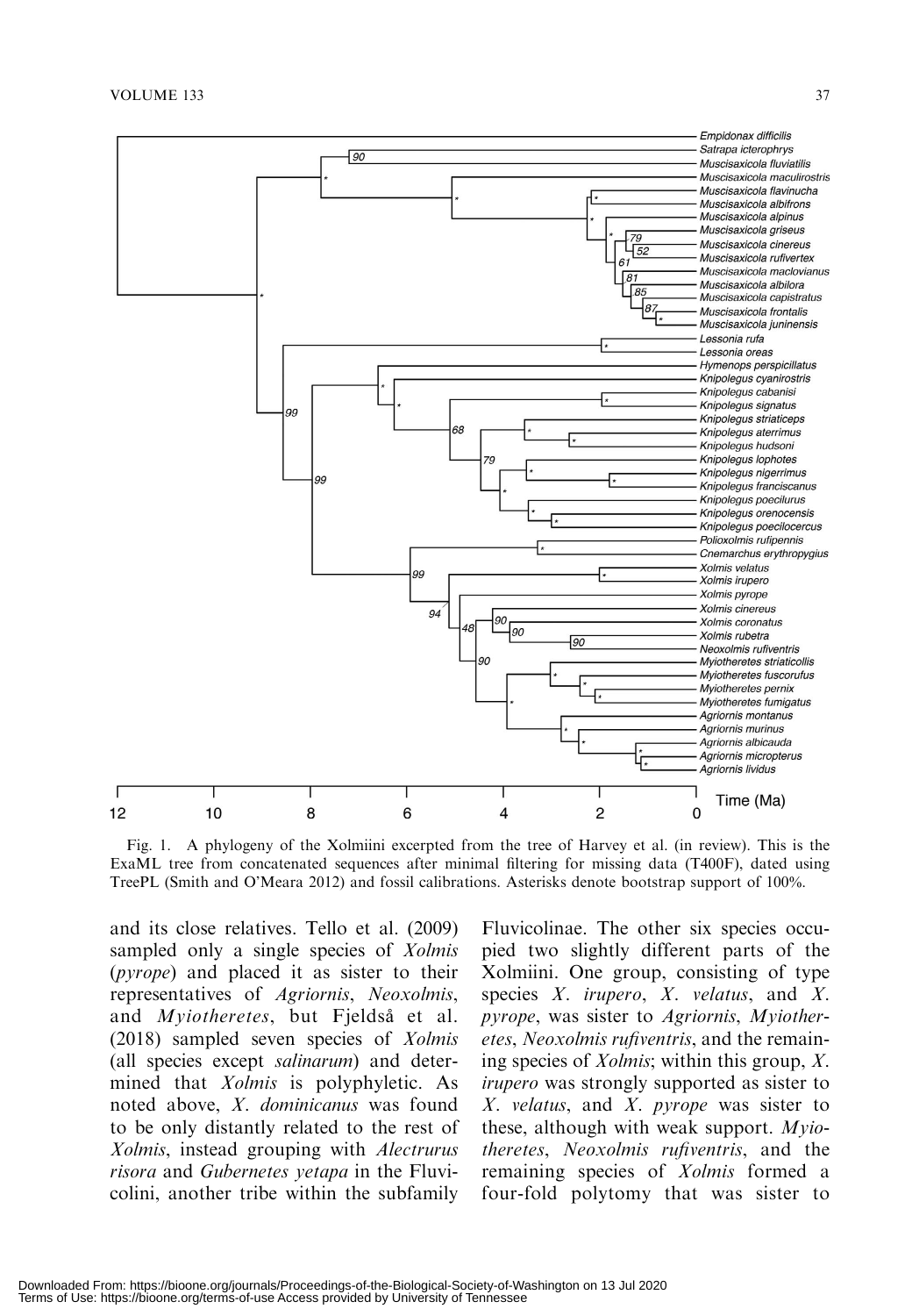Fig. 1. A phylogeny of the Xolmiini excerpted from the tree of Harvey et al. (in review). This is the ExaML tree from concatenated sequences after minimal filtering for missing data (T400F), dated using TreePL (Smith and O'Meara 2012) and fossil calibrations. Asterisks denote bootstrap support of 100%.

and its close relatives. Tello et al. (2009) sampled only a single species of *Xolmis* (*pyrope*) and placed it as sister to their representatives of *Agriornis*, *Neoxolmis*, and *Myiotheretes*, but Fjeldså et al. (2018) sampled seven species of *Xolmis* (all species except *salinarum*) and determined that *Xolmis* is polyphyletic. As noted above, *X. dominicanus* was found to be only distantly related to the rest of *Xolmis*, instead grouping with *Alectrurus risora* and *Gubernetes yetapa* in the Fluvicolini, another tribe within the subfamily Fluvicolinae. The other six species occupied two slightly different parts of the Xolmiini. One group, consisting of type species *X. irupero*, *X. velatus*, and *X. pyrope*, was sister to *Agriornis*, *Myiotheretes*, *Neoxolmis rufiventris*, and the remaining species of *Xolmis*; within this group, *X. irupero* was strongly supported as sister to *X. velatus*, and *X. pyrope* was sister to these, although with weak support. *Myiotheretes*, *Neoxolmis rufiventris*, and the remaining species of *Xolmis* formed a four-fold polytomy that was sister to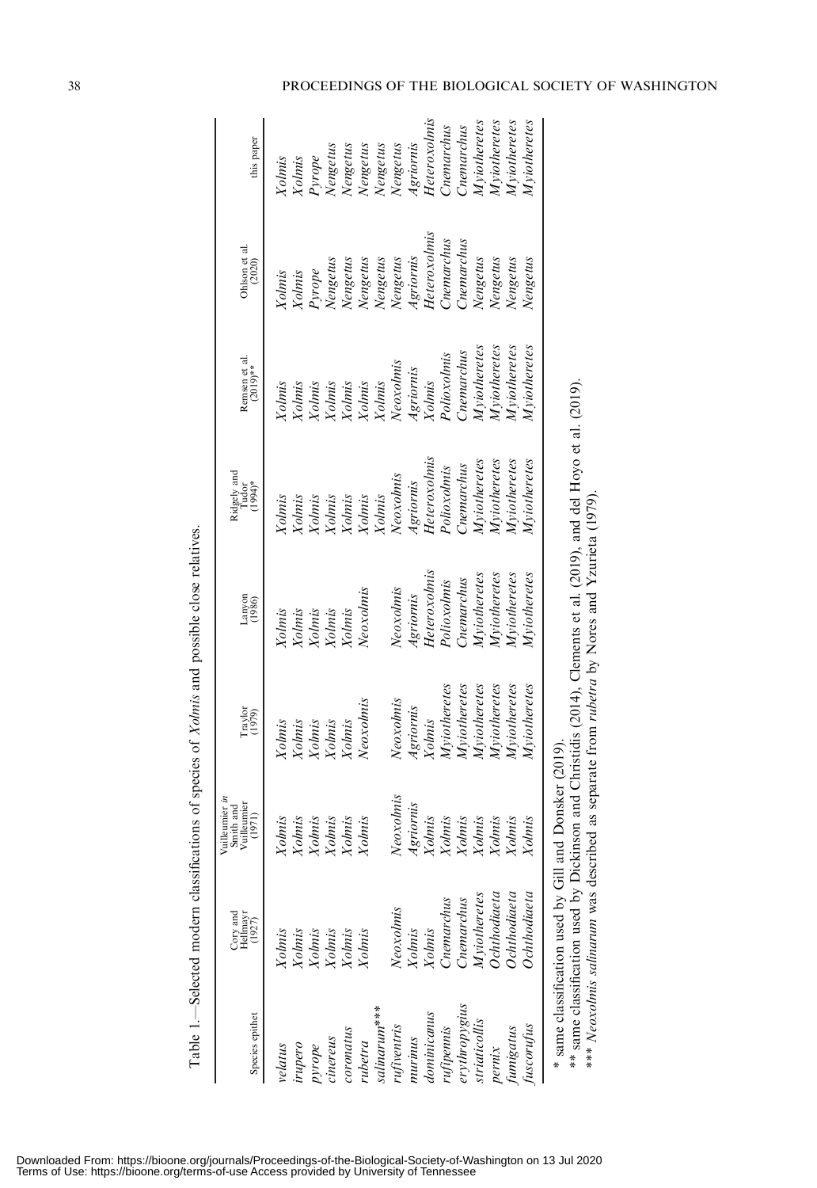Table 1.—Selected modern classifications of species of *Xolmis* and possible close relatives.

| Species epithet | Cory and Hellmayr (1927) | Vuilleumier *in* Smith and Vuilleumier (1971) | Traylor (1979) | Lanyon (1986) | Ridgely and Tudor (1994)* | Remsen et al. (2019)** | Ohlson et al. (2020) | this paper |
|---|---|---|---|---|---|---|---|---|
| *velatus* | *Xolmis* | *Xolmis* | *Xolmis* | *Xolmis* | *Xolmis* | *Xolmis* | *Xolmis* | *Xolmis* |
| *irupero* | *Xolmis* | *Xolmis* | *Xolmis* | *Xolmis* | *Xolmis* | *Xolmis* | *Xolmis* | *Xolmis* |
| *pyrope* | *Xolmis* | *Xolmis* | *Xolmis* | *Xolmis* | *Xolmis* | *Xolmis* | *Pyrope* | *Pyrope* |
| *cinereus* | *Xolmis* | *Xolmis* | *Xolmis* | *Xolmis* | *Xolmis* | *Xolmis* | *Nengetus* | *Nengetus* |
| *coronatus* | *Xolmis* | *Xolmis* | *Xolmis* | *Xolmis* | *Xolmis* | *Xolmis* | *Nengetus* | *Nengetus* |
| *rubetra* | *Xolmis* | *Xolmis* | *Neoxolmis* | *Neoxolmis* | *Xolmis* | *Xolmis* | *Nengetus* | *Nengetus* |
| *salinarum**** | | | | | *Xolmis* | *Xolmis* | *Nengetus* | *Nengetus* |
| *rufiventris* | *Neoxolmis* | *Neoxolmis* | *Neoxolmis* | *Neoxolmis* | *Neoxolmis* | *Neoxolmis* | *Nengetus* | *Nengetus* |
| *murinus* | *Xolmis* | *Agriornis* | *Agriornis* | *Agriornis* | *Agriornis* | *Agriornis* | *Agriornis* | *Agriornis* |
| *dominicanus* | *Xolmis* | *Xolmis* | *Xolmis* | *Heteroxolmis* | *Heteroxolmis* | *Xolmis* | *Heteroxolmis* | *Heteroxolmis* |
| *rufipennis* | *Cnemarchus* | *Xolmis* | *Myiotheretes* | *Polioxolmis* | *Polioxolmis* | *Polioxolmis* | *Cnemarchus* | *Cnemarchus* |
| *erythropygius* | *Cnemarchus* | *Xolmis* | *Myiotheretes* | *Cnemarchus* | *Cnemarchus* | *Cnemarchus* | *Cnemarchus* | *Cnemarchus* |
| *striaticollis* | *Myiotheretes* | *Xolmis* | *Myiotheretes* | *Myiotheretes* | *Myiotheretes* | *Myiotheretes* | *Nengetus* | *Myiotheretes* |
| *pernix* | *Ochthodiaeta* | *Xolmis* | *Myiotheretes* | *Myiotheretes* | *Myiotheretes* | *Myiotheretes* | *Nengetus* | *Myiotheretes* |
| *fumigatus* | *Ochthodiaeta* | *Xolmis* | *Myiotheretes* | *Myiotheretes* | *Myiotheretes* | *Myiotheretes* | *Nengetus* | *Myiotheretes* |
| *fuscorufus* | *Ochthodiaeta* | *Xolmis* | *Myiotheretes* | *Myiotheretes* | *Myiotheretes* | *Myiotheretes* | *Nengetus* | *Myiotheretes* |

\* same classification used by Gill and Donsker (2019).
** same classification used by Dickinson and Christidis (2014), Clements et al. (2019), and del Hoyo et al. (2019).
*** *Neoxolmis salinarum* was described as separate from *rubetra* by Nores and Yzurieta (1979).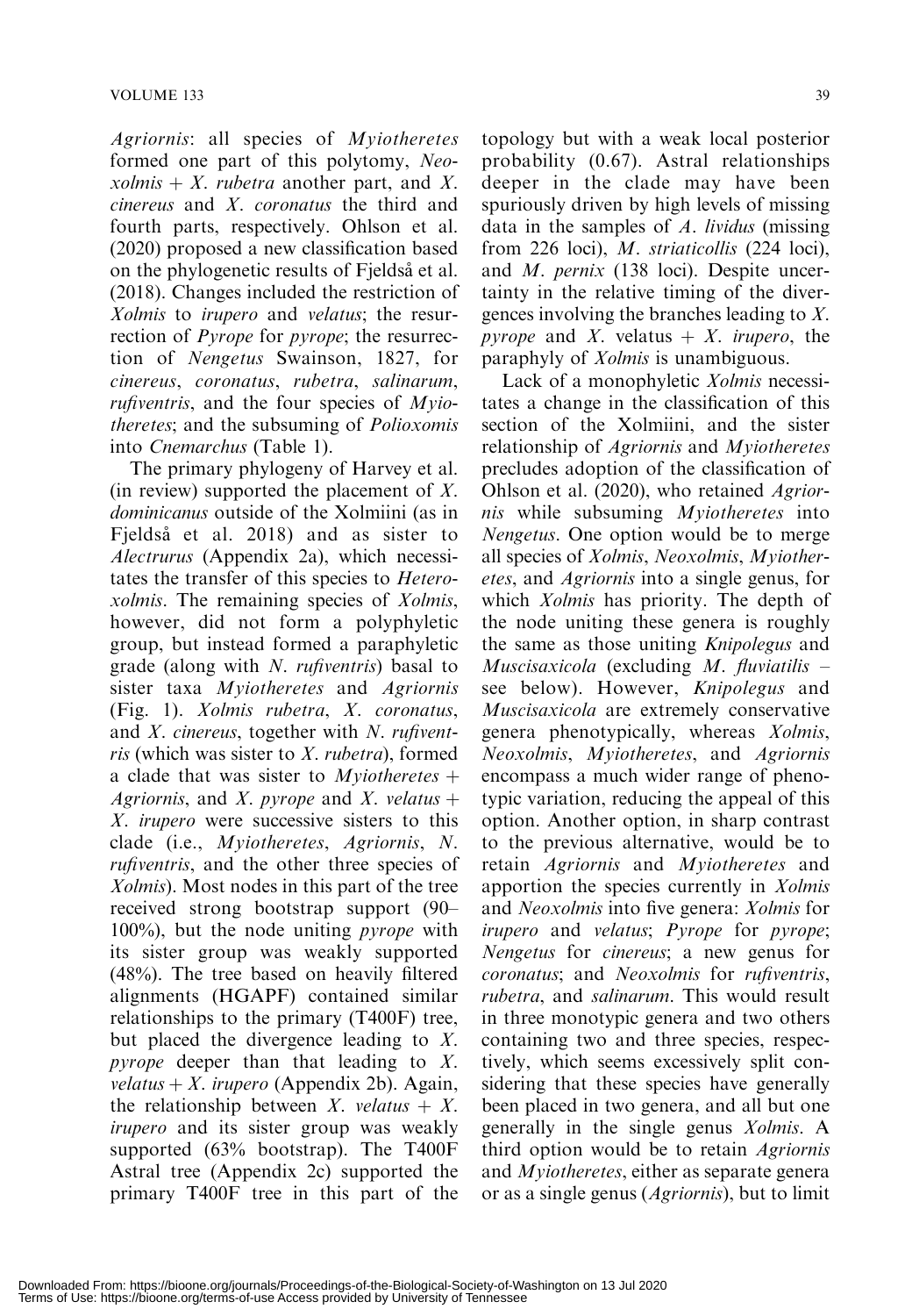*Agriornis*: all species of *Myiotheretes* formed one part of this polytomy, *Neoxolmis* + *X. rubetra* another part, and *X. cinereus* and *X. coronatus* the third and fourth parts, respectively. Ohlson et al. (2020) proposed a new classification based on the phylogenetic results of Fjeldså et al. (2018). Changes included the restriction of *Xolmis* to *irupero* and *velatus*; the resurrection of *Pyrope* for *pyrope*; the resurrection of *Nengetus* Swainson, 1827, for *cinereus*, *coronatus*, *rubetra*, *salinarum*, *rufiventris*, and the four species of *Myiotheretes*; and the subsuming of *Polioxomis* into *Cnemarchus* (Table 1).

The primary phylogeny of Harvey et al. (in review) supported the placement of *X. dominicanus* outside of the Xolmiini (as in Fjeldså et al. 2018) and as sister to *Alectrurus* (Appendix 2a), which necessitates the transfer of this species to *Heteroxolmis*. The remaining species of *Xolmis*, however, did not form a polyphyletic group, but instead formed a paraphyletic grade (along with *N. rufiventris*) basal to sister taxa *Myiotheretes* and *Agriornis* (Fig. 1). *Xolmis rubetra*, *X. coronatus*, and *X. cinereus*, together with *N. rufiventris* (which was sister to *X. rubetra*), formed a clade that was sister to *Myiotheretes* + *Agriornis*, and *X. pyrope* and *X. velatus* + *X. irupero* were successive sisters to this clade (i.e., *Myiotheretes*, *Agriornis*, *N. rufiventris*, and the other three species of *Xolmis*). Most nodes in this part of the tree received strong bootstrap support (90–100%), but the node uniting *pyrope* with its sister group was weakly supported (48%). The tree based on heavily filtered alignments (HGAPF) contained similar relationships to the primary (T400F) tree, but placed the divergence leading to *X. pyrope* deeper than that leading to *X. velatus* + *X. irupero* (Appendix 2b). Again, the relationship between *X. velatus* + *X. irupero* and its sister group was weakly supported (63% bootstrap). The T400F Astral tree (Appendix 2c) supported the primary T400F tree in this part of the topology but with a weak local posterior probability (0.67). Astral relationships deeper in the clade may have been spuriously driven by high levels of missing data in the samples of *A. lividus* (missing from 226 loci), *M. striaticollis* (224 loci), and *M. pernix* (138 loci). Despite uncertainty in the relative timing of the divergences involving the branches leading to *X. pyrope* and *X.* velatus + *X. irupero*, the paraphyly of *Xolmis* is unambiguous.

Lack of a monophyletic *Xolmis* necessitates a change in the classification of this section of the Xolmiini, and the sister relationship of *Agriornis* and *Myiotheretes* precludes adoption of the classification of Ohlson et al. (2020), who retained *Agriornis* while subsuming *Myiotheretes* into *Nengetus*. One option would be to merge all species of *Xolmis*, *Neoxolmis*, *Myiotheretes*, and *Agriornis* into a single genus, for which *Xolmis* has priority. The depth of the node uniting these genera is roughly the same as those uniting *Knipolegus* and *Muscisaxicola* (excluding *M. fluviatilis* – see below). However, *Knipolegus* and *Muscisaxicola* are extremely conservative genera phenotypically, whereas *Xolmis*, *Neoxolmis*, *Myiotheretes*, and *Agriornis* encompass a much wider range of phenotypic variation, reducing the appeal of this option. Another option, in sharp contrast to the previous alternative, would be to retain *Agriornis* and *Myiotheretes* and apportion the species currently in *Xolmis* and *Neoxolmis* into five genera: *Xolmis* for *irupero* and *velatus*; *Pyrope* for *pyrope*; *Nengetus* for *cinereus*; a new genus for *coronatus*; and *Neoxolmis* for *rufiventris*, *rubetra*, and *salinarum*. This would result in three monotypic genera and two others containing two and three species, respectively, which seems excessively split considering that these species have generally been placed in two genera, and all but one generally in the single genus *Xolmis*. A third option would be to retain *Agriornis* and *Myiotheretes*, either as separate genera or as a single genus (*Agriornis*), but to limit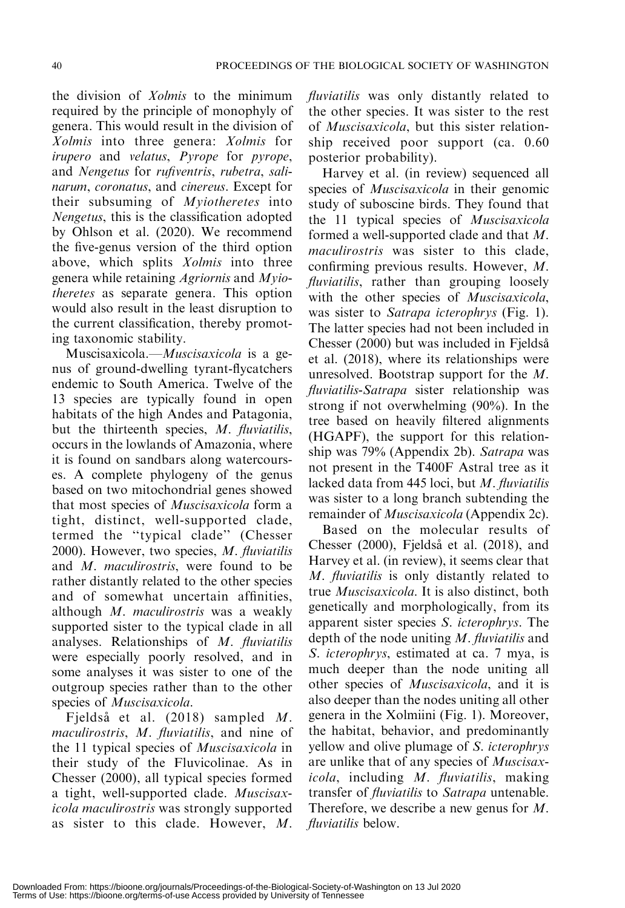the division of *Xolmis* to the minimum required by the principle of monophyly of genera. This would result in the division of *Xolmis* into three genera: *Xolmis* for *irupero* and *velatus*, *Pyrope* for *pyrope*, and *Nengetus* for *rufiventris*, *rubetra*, *salinarum*, *coronatus*, and *cinereus*. Except for their subsuming of *Myiotheretes* into *Nengetus*, this is the classification adopted by Ohlson et al. (2020). We recommend the five-genus version of the third option above, which splits *Xolmis* into three genera while retaining *Agriornis* and *Myiotheretes* as separate genera. This option would also result in the least disruption to the current classification, thereby promoting taxonomic stability.

Muscisaxicola.—*Muscisaxicola* is a genus of ground-dwelling tyrant-flycatchers endemic to South America. Twelve of the 13 species are typically found in open habitats of the high Andes and Patagonia, but the thirteenth species, *M. fluviatilis*, occurs in the lowlands of Amazonia, where it is found on sandbars along watercourses. A complete phylogeny of the genus based on two mitochondrial genes showed that most species of *Muscisaxicola* form a tight, distinct, well-supported clade, termed the "typical clade" (Chesser 2000). However, two species, *M. fluviatilis* and *M. maculirostris*, were found to be rather distantly related to the other species and of somewhat uncertain affinities, although *M. maculirostris* was a weakly supported sister to the typical clade in all analyses. Relationships of *M. fluviatilis* were especially poorly resolved, and in some analyses it was sister to one of the outgroup species rather than to the other species of *Muscisaxicola*.

Fjeldså et al. (2018) sampled *M. maculirostris*, *M. fluviatilis*, and nine of the 11 typical species of *Muscisaxicola* in their study of the Fluvicolinae. As in Chesser (2000), all typical species formed a tight, well-supported clade. *Muscisaxicola maculirostris* was strongly supported as sister to this clade. However, *M. fluviatilis* was only distantly related to the other species. It was sister to the rest of *Muscisaxicola*, but this sister relationship received poor support (ca. 0.60 posterior probability).

Harvey et al. (in review) sequenced all species of *Muscisaxicola* in their genomic study of suboscine birds. They found that the 11 typical species of *Muscisaxicola* formed a well-supported clade and that *M. maculirostris* was sister to this clade, confirming previous results. However, *M. fluviatilis*, rather than grouping loosely with the other species of *Muscisaxicola*, was sister to *Satrapa icterophrys* (Fig. 1). The latter species had not been included in Chesser (2000) but was included in Fjeldså et al. (2018), where its relationships were unresolved. Bootstrap support for the *M. fluviatilis*-*Satrapa* sister relationship was strong if not overwhelming (90%). In the tree based on heavily filtered alignments (HGAPF), the support for this relationship was 79% (Appendix 2b). *Satrapa* was not present in the T400F Astral tree as it lacked data from 445 loci, but *M. fluviatilis* was sister to a long branch subtending the remainder of *Muscisaxicola* (Appendix 2c).

Based on the molecular results of Chesser (2000), Fjeldså et al. (2018), and Harvey et al. (in review), it seems clear that *M. fluviatilis* is only distantly related to true *Muscisaxicola*. It is also distinct, both genetically and morphologically, from its apparent sister species *S. icterophrys*. The depth of the node uniting *M. fluviatilis* and *S. icterophrys*, estimated at ca. 7 mya, is much deeper than the node uniting all other species of *Muscisaxicola*, and it is also deeper than the nodes uniting all other genera in the Xolmiini (Fig. 1). Moreover, the habitat, behavior, and predominantly yellow and olive plumage of *S. icterophrys* are unlike that of any species of *Muscisaxicola*, including *M. fluviatilis*, making transfer of *fluviatilis* to *Satrapa* untenable. Therefore, we describe a new genus for *M. fluviatilis* below.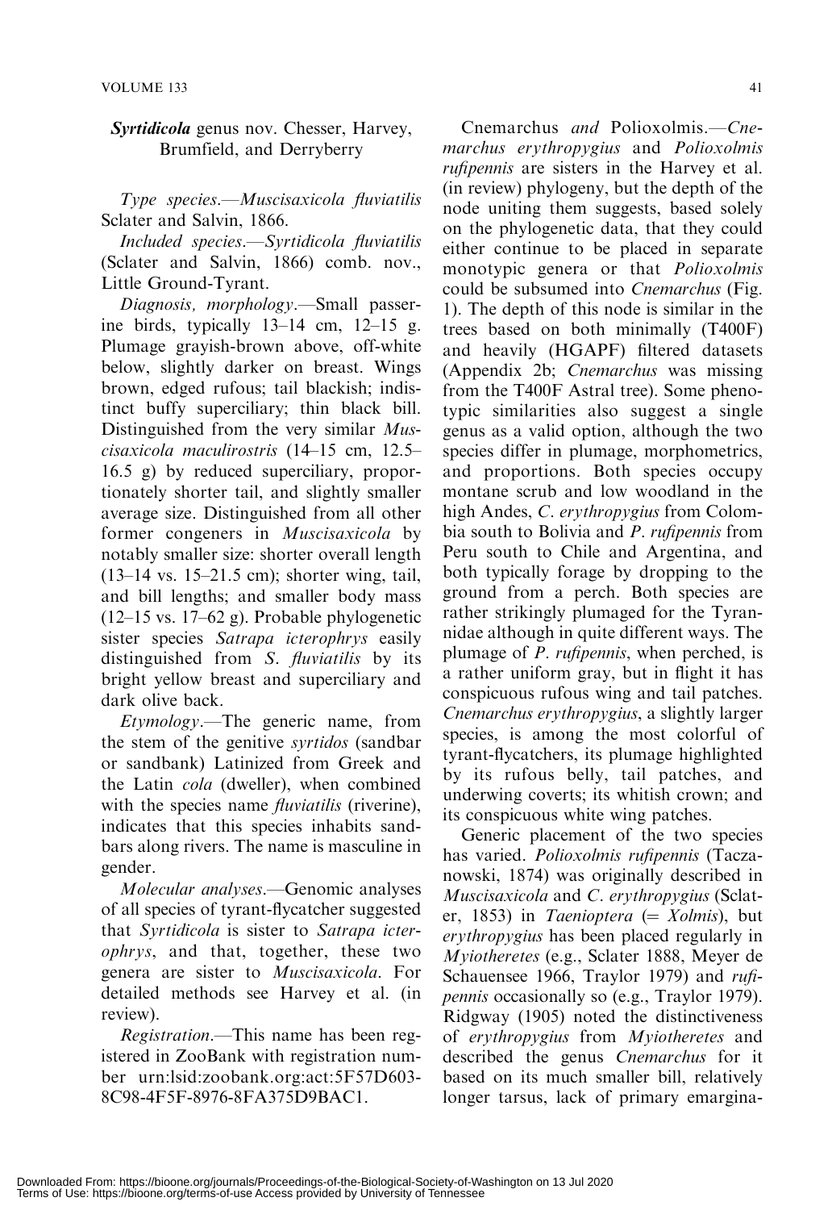**Syrtidicola** genus nov. Chesser, Harvey, Brumfield, and Derryberry

*Type species*.—*Muscisaxicola fluviatilis* Sclater and Salvin, 1866.

*Included species*.—*Syrtidicola fluviatilis* (Sclater and Salvin, 1866) comb. nov., Little Ground-Tyrant.

*Diagnosis, morphology*.—Small passerine birds, typically 13–14 cm, 12–15 g. Plumage grayish-brown above, off-white below, slightly darker on breast. Wings brown, edged rufous; tail blackish; indistinct buffy superciliary; thin black bill. Distinguished from the very similar *Muscisaxicola maculirostris* (14–15 cm, 12.5–16.5 g) by reduced superciliary, proportionately shorter tail, and slightly smaller average size. Distinguished from all other former congeners in *Muscisaxicola* by notably smaller size: shorter overall length (13–14 vs. 15–21.5 cm); shorter wing, tail, and bill lengths; and smaller body mass (12–15 vs. 17–62 g). Probable phylogenetic sister species *Satrapa icterophrys* easily distinguished from *S. fluviatilis* by its bright yellow breast and superciliary and dark olive back.

*Etymology*.—The generic name, from the stem of the genitive *syrtidos* (sandbar or sandbank) Latinized from Greek and the Latin *cola* (dweller), when combined with the species name *fluviatilis* (riverine), indicates that this species inhabits sandbars along rivers. The name is masculine in gender.

*Molecular analyses*.—Genomic analyses of all species of tyrant-flycatcher suggested that *Syrtidicola* is sister to *Satrapa icterophrys*, and that, together, these two genera are sister to *Muscisaxicola*. For detailed methods see Harvey et al. (in review).

*Registration*.—This name has been registered in ZooBank with registration number urn:lsid:zoobank.org:act:5F57D603-8C98-4F5F-8976-8FA375D9BAC1.

Cnemarchus *and* Polioxolmis.—*Cnemarchus erythropygius* and *Polioxolmis rufipennis* are sisters in the Harvey et al. (in review) phylogeny, but the depth of the node uniting them suggests, based solely on the phylogenetic data, that they could either continue to be placed in separate monotypic genera or that *Polioxolmis* could be subsumed into *Cnemarchus* (Fig. 1). The depth of this node is similar in the trees based on both minimally (T400F) and heavily (HGAPF) filtered datasets (Appendix 2b; *Cnemarchus* was missing from the T400F Astral tree). Some phenotypic similarities also suggest a single genus as a valid option, although the two species differ in plumage, morphometrics, and proportions. Both species occupy montane scrub and low woodland in the high Andes, *C. erythropygius* from Colombia south to Bolivia and *P. rufipennis* from Peru south to Chile and Argentina, and both typically forage by dropping to the ground from a perch. Both species are rather strikingly plumaged for the Tyrannidae although in quite different ways. The plumage of *P. rufipennis*, when perched, is a rather uniform gray, but in flight it has conspicuous rufous wing and tail patches. *Cnemarchus erythropygius*, a slightly larger species, is among the most colorful of tyrant-flycatchers, its plumage highlighted by its rufous belly, tail patches, and underwing coverts; its whitish crown; and its conspicuous white wing patches.

Generic placement of the two species has varied. *Polioxolmis rufipennis* (Taczanowski, 1874) was originally described in *Muscisaxicola* and *C. erythropygius* (Sclater, 1853) in *Taenioptera* (= *Xolmis*), but *erythropygius* has been placed regularly in *Myiotheretes* (e.g., Sclater 1888, Meyer de Schauensee 1966, Traylor 1979) and *rufipennis* occasionally so (e.g., Traylor 1979). Ridgway (1905) noted the distinctiveness of *erythropygius* from *Myiotheretes* and described the genus *Cnemarchus* for it based on its much smaller bill, relatively longer tarsus, lack of primary emargina-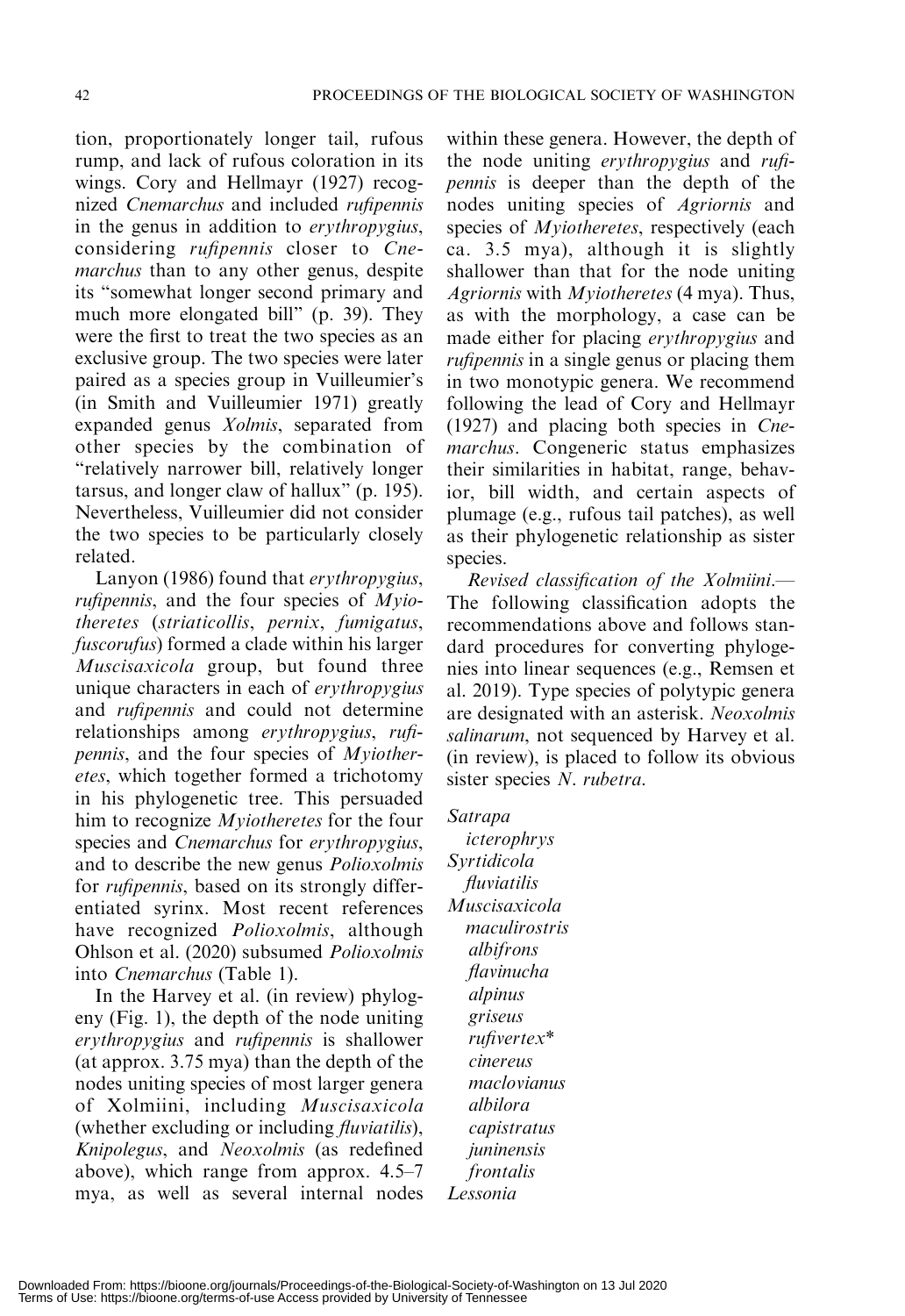tion, proportionately longer tail, rufous rump, and lack of rufous coloration in its wings. Cory and Hellmayr (1927) recognized *Cnemarchus* and included *rufipennis* in the genus in addition to *erythropygius*, considering *rufipennis* closer to *Cnemarchus* than to any other genus, despite its "somewhat longer second primary and much more elongated bill" (p. 39). They were the first to treat the two species as an exclusive group. The two species were later paired as a species group in Vuilleumier's (in Smith and Vuilleumier 1971) greatly expanded genus *Xolmis*, separated from other species by the combination of "relatively narrower bill, relatively longer tarsus, and longer claw of hallux" (p. 195). Nevertheless, Vuilleumier did not consider the two species to be particularly closely related.

Lanyon (1986) found that *erythropygius*, *rufipennis*, and the four species of *Myiotheretes* (*striaticollis*, *pernix*, *fumigatus*, *fuscorufus*) formed a clade within his larger *Muscisaxicola* group, but found three unique characters in each of *erythropygius* and *rufipennis* and could not determine relationships among *erythropygius*, *rufipennis*, and the four species of *Myiotheretes*, which together formed a trichotomy in his phylogenetic tree. This persuaded him to recognize *Myiotheretes* for the four species and *Cnemarchus* for *erythropygius*, and to describe the new genus *Polioxolmis* for *rufipennis*, based on its strongly differentiated syrinx. Most recent references have recognized *Polioxolmis*, although Ohlson et al. (2020) subsumed *Polioxolmis* into *Cnemarchus* (Table 1).

In the Harvey et al. (in review) phylogeny (Fig. 1), the depth of the node uniting *erythropygius* and *rufipennis* is shallower (at approx. 3.75 mya) than the depth of the nodes uniting species of most larger genera of Xolmiini, including *Muscisaxicola* (whether excluding or including *fluviatilis*), *Knipolegus*, and *Neoxolmis* (as redefined above), which range from approx. 4.5–7 mya, as well as several internal nodes within these genera. However, the depth of the node uniting *erythropygius* and *rufipennis* is deeper than the depth of the nodes uniting species of *Agriornis* and species of *Myiotheretes*, respectively (each ca. 3.5 mya), although it is slightly shallower than that for the node uniting *Agriornis* with *Myiotheretes* (4 mya). Thus, as with the morphology, a case can be made either for placing *erythropygius* and *rufipennis* in a single genus or placing them in two monotypic genera. We recommend following the lead of Cory and Hellmayr (1927) and placing both species in *Cnemarchus*. Congeneric status emphasizes their similarities in habitat, range, behavior, bill width, and certain aspects of plumage (e.g., rufous tail patches), as well as their phylogenetic relationship as sister species.

*Revised classification of the Xolmiini.*— The following classification adopts the recommendations above and follows standard procedures for converting phylogenies into linear sequences (e.g., Remsen et al. 2019). Type species of polytypic genera are designated with an asterisk. *Neoxolmis salinarum*, not sequenced by Harvey et al. (in review), is placed to follow its obvious sister species *N. rubetra*.

*Satrapa*
- *icterophrys*

*Syrtidicola*
- *fluviatilis*

*Muscisaxicola*
- *maculirostris*
- *albifrons*
- *flavinucha*
- *alpinus*
- *griseus*
- *rufivertex**
- *cinereus*
- *maclovianus*
- *albilora*
- *capistratus*
- *juninensis*
- *frontalis*

*Lessonia*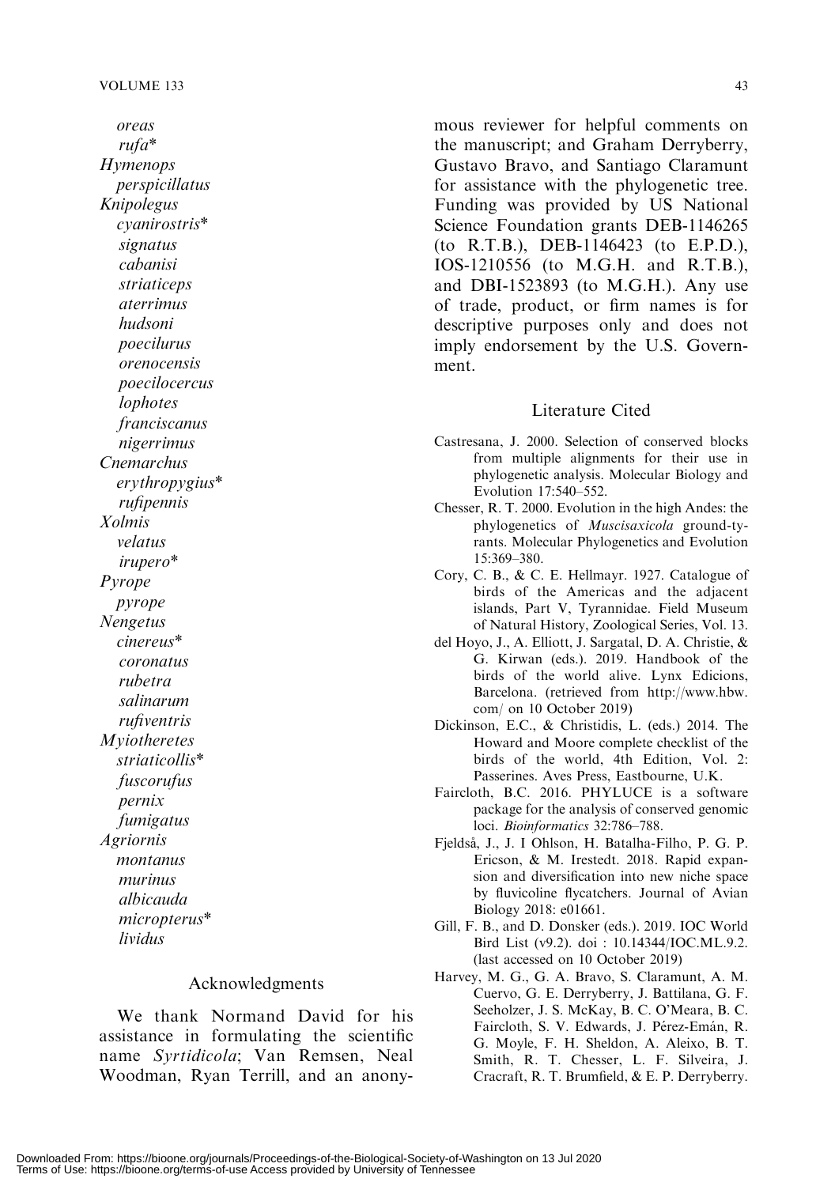*oreas*
*rufa**
*Hymenops*
*perspicillatus*
*Knipolegus*
*cyanirostris**
*signatus*
*cabanisi*
*striaticeps*
*aterrimus*
*hudsoni*
*poecilurus*
*orenocensis*
*poecilocercus*
*lophotes*
*franciscanus*
*nigerrimus*
*Cnemarchus*
*erythropygius**
*rufipennis*
*Xolmis*
*velatus*
*irupero**
*Pyrope*
*pyrope*
*Nengetus*
*cinereus**
*coronatus*
*rubetra*
*salinarum*
*rufiventris*
*Myiotheretes*
*striaticollis**
*fuscorufus*
*pernix*
*fumigatus*
*Agriornis*
*montanus*
*murinus*
*albicauda*
*micropterus**
*lividus*

## Acknowledgments

We thank Normand David for his assistance in formulating the scientific name *Syrtidicola*; Van Remsen, Neal Woodman, Ryan Terrill, and an anonymous reviewer for helpful comments on the manuscript; and Graham Derryberry, Gustavo Bravo, and Santiago Claramunt for assistance with the phylogenetic tree. Funding was provided by US National Science Foundation grants DEB-1146265 (to R.T.B.), DEB-1146423 (to E.P.D.), IOS-1210556 (to M.G.H. and R.T.B.), and DBI-1523893 (to M.G.H.). Any use of trade, product, or firm names is for descriptive purposes only and does not imply endorsement by the U.S. Government.

## Literature Cited

Castresana, J. 2000. Selection of conserved blocks from multiple alignments for their use in phylogenetic analysis. Molecular Biology and Evolution 17:540–552.

Chesser, R. T. 2000. Evolution in the high Andes: the phylogenetics of *Muscisaxicola* ground-tyrants. Molecular Phylogenetics and Evolution 15:369–380.

Cory, C. B., & C. E. Hellmayr. 1927. Catalogue of birds of the Americas and the adjacent islands, Part V, Tyrannidae. Field Museum of Natural History, Zoological Series, Vol. 13.

del Hoyo, J., A. Elliott, J. Sargatal, D. A. Christie, & G. Kirwan (eds.). 2019. Handbook of the birds of the world alive. Lynx Edicions, Barcelona. (retrieved from http://www.hbw.com/ on 10 October 2019)

Dickinson, E.C., & Christidis, L. (eds.) 2014. The Howard and Moore complete checklist of the birds of the world, 4th Edition, Vol. 2: Passerines. Aves Press, Eastbourne, U.K.

Faircloth, B.C. 2016. PHYLUCE is a software package for the analysis of conserved genomic loci. *Bioinformatics* 32:786–788.

Fjeldså, J., J. I Ohlson, H. Batalha-Filho, P. G. P. Ericson, & M. Irestedt. 2018. Rapid expansion and diversification into new niche space by fluvicoline flycatchers. Journal of Avian Biology 2018: e01661.

Gill, F. B., and D. Donsker (eds.). 2019. IOC World Bird List (v9.2). doi : 10.14344/IOC.ML.9.2. (last accessed on 10 October 2019)

Harvey, M. G., G. A. Bravo, S. Claramunt, A. M. Cuervo, G. E. Derryberry, J. Battilana, G. F. Seeholzer, J. S. McKay, B. C. O'Meara, B. C. Faircloth, S. V. Edwards, J. Pérez-Emán, R. G. Moyle, F. H. Sheldon, A. Aleixo, B. T. Smith, R. T. Chesser, L. F. Silveira, J. Cracraft, R. T. Brumfield, & E. P. Derryberry.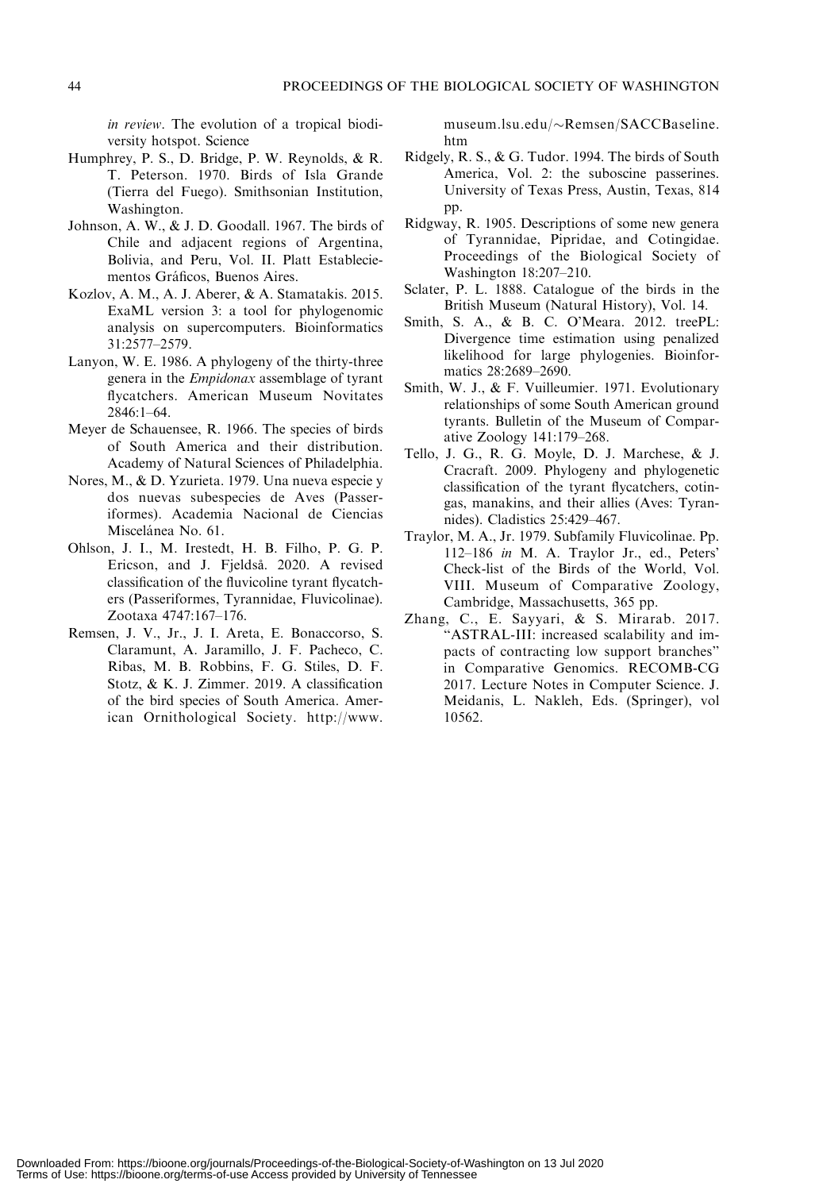*in review*. The evolution of a tropical biodiversity hotspot. Science

Humphrey, P. S., D. Bridge, P. W. Reynolds, & R. T. Peterson. 1970. Birds of Isla Grande (Tierra del Fuego). Smithsonian Institution, Washington.

Johnson, A. W., & J. D. Goodall. 1967. The birds of Chile and adjacent regions of Argentina, Bolivia, and Peru, Vol. II. Platt Estableciementos Gráficos, Buenos Aires.

Kozlov, A. M., A. J. Aberer, & A. Stamatakis. 2015. ExaML version 3: a tool for phylogenomic analysis on supercomputers. Bioinformatics 31:2577–2579.

Lanyon, W. E. 1986. A phylogeny of the thirty-three genera in the *Empidonax* assemblage of tyrant flycatchers. American Museum Novitates 2846:1–64.

Meyer de Schauensee, R. 1966. The species of birds of South America and their distribution. Academy of Natural Sciences of Philadelphia.

Nores, M., & D. Yzurieta. 1979. Una nueva especie y dos nuevas subespecies de Aves (Passeriformes). Academia Nacional de Ciencias Miscelánea No. 61.

Ohlson, J. I., M. Irestedt, H. B. Filho, P. G. P. Ericson, and J. Fjeldså. 2020. A revised classification of the fluvicoline tyrant flycatchers (Passeriformes, Tyrannidae, Fluvicolinae). Zootaxa 4747:167–176.

Remsen, J. V., Jr., J. I. Areta, E. Bonaccorso, S. Claramunt, A. Jaramillo, J. F. Pacheco, C. Ribas, M. B. Robbins, F. G. Stiles, D. F. Stotz, & K. J. Zimmer. 2019. A classification of the bird species of South America. American Ornithological Society. http://www.museum.lsu.edu/~Remsen/SACCBaseline.htm

Ridgely, R. S., & G. Tudor. 1994. The birds of South America, Vol. 2: the suboscine passerines. University of Texas Press, Austin, Texas, 814 pp.

Ridgway, R. 1905. Descriptions of some new genera of Tyrannidae, Pipridae, and Cotingidae. Proceedings of the Biological Society of Washington 18:207–210.

Sclater, P. L. 1888. Catalogue of the birds in the British Museum (Natural History), Vol. 14.

Smith, S. A., & B. C. O'Meara. 2012. treePL: Divergence time estimation using penalized likelihood for large phylogenies. Bioinformatics 28:2689–2690.

Smith, W. J., & F. Vuilleumier. 1971. Evolutionary relationships of some South American ground tyrants. Bulletin of the Museum of Comparative Zoology 141:179–268.

Tello, J. G., R. G. Moyle, D. J. Marchese, & J. Cracraft. 2009. Phylogeny and phylogenetic classification of the tyrant flycatchers, cotingas, manakins, and their allies (Aves: Tyrannides). Cladistics 25:429–467.

Traylor, M. A., Jr. 1979. Subfamily Fluvicolinae. Pp. 112–186 *in* M. A. Traylor Jr., ed., Peters' Check-list of the Birds of the World, Vol. VIII. Museum of Comparative Zoology, Cambridge, Massachusetts, 365 pp.

Zhang, C., E. Sayyari, & S. Mirarab. 2017. "ASTRAL-III: increased scalability and impacts of contracting low support branches" in Comparative Genomics. RECOMB-CG 2017. Lecture Notes in Computer Science. J. Meidanis, L. Nakhleh, Eds. (Springer), vol 10562.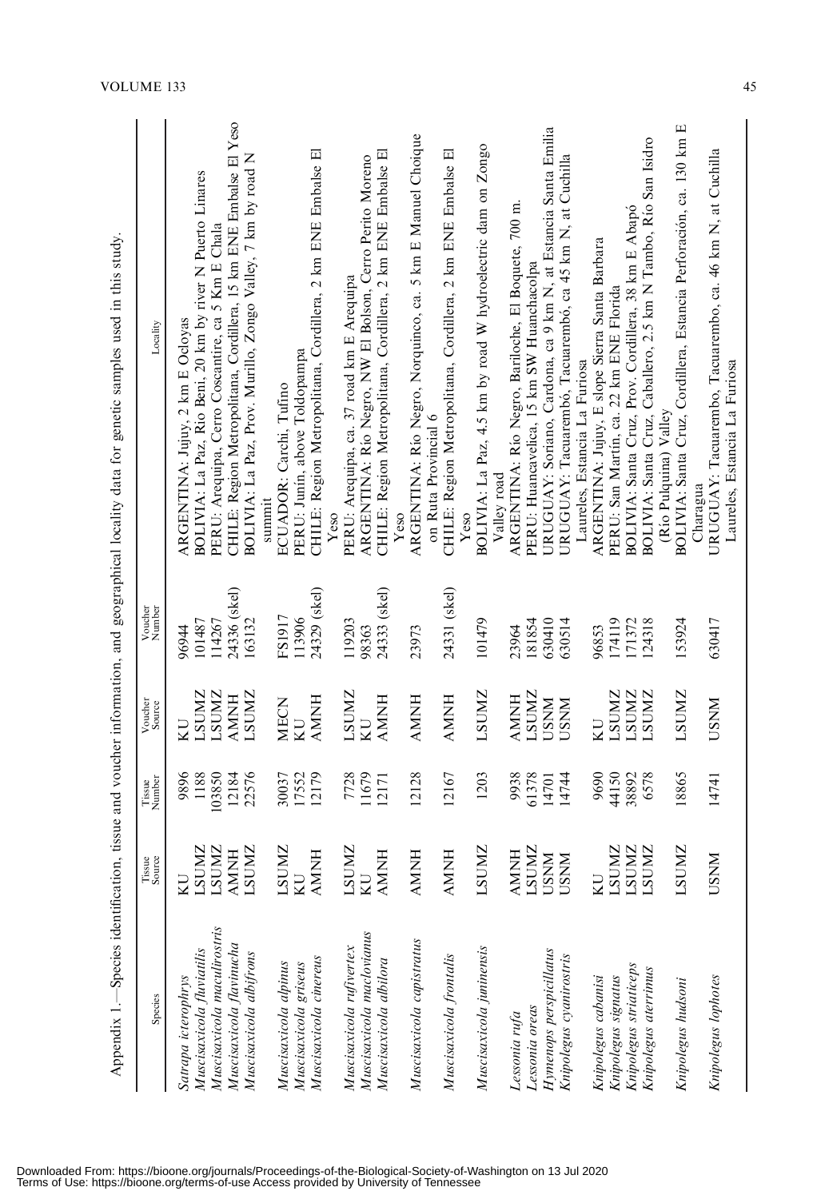Appendix 1.—Species identification, tissue and voucher information, and geographical locality data for genetic samples used in this study.

| Species | Tissue Source | Tissue Number | Voucher Source | Voucher Number | Locality |
|---|---|---|---|---|---|
| *Satrapa icterophrys* | KU | 9896 | KU | 96944 | ARGENTINA: Jujuy, 2 km E Ocloyas |
| *Muscisaxicola fluviatilis* | LSUMZ | 1188 | LSUMZ | 101487 | BOLIVIA: La Paz, Rio Beni, 20 km by river N Puerto Linares |
| *Muscisaxicola maculirostris* | LSUMZ | 103850 | LSUMZ | 114267 | PERU: Arequipa, Cerro Coscantire, ca 5 Km E Chala |
| *Muscisaxicola flavinucha* | AMNH | 12184 | AMNH | 24336 (skel) | CHILE: Region Metropolitana, Cordillera, 15 km ENE Embalse El Yeso |
| *Muscisaxicola albifrons* | LSUMZ | 22576 | LSUMZ | 163132 | BOLIVIA: La Paz, Prov. Murillo, Zongo Valley, 7 km by road N summit |
| *Muscisaxicola alpinus* | LSUMZ | 30037 | MECN | FS1917 | ECUADOR: Carchi, Tufino |
| *Muscisaxicola griseus* | KU | 17552 | KU | 113906 | PERU: Junín, above Toldopampa |
| *Muscisaxicola cinereus* | AMNH | 12179 | AMNH | 24329 (skel) | CHILE: Region Metropolitana, Cordillera, 2 km ENE Embalse El Yeso |
| *Muscisaxicola rufivertex* | LSUMZ | 7728 | LSUMZ | 119203 | PERU: Arequipa, ca. 37 road km E Arequipa |
| *Muscisaxicola maclovianus* | KU | 11679 | KU | 98363 | ARGENTINA: Río Negro, NW El Bolson, Cerro Perito Moreno |
| *Muscisaxicola albilora* | AMNH | 12171 | AMNH | 24333 (skel) | CHILE: Region Metropolitana, Cordillera, 2 km ENE Embalse El Yeso |
| *Muscisaxicola capistratus* | AMNH | 12128 | AMNH | 23973 | ARGENTINA: Río Negro, Norquinco, ca. 5 km E Manuel Choique on Ruta Provincial 6 |
| *Muscisaxicola frontalis* | AMNH | 12167 | AMNH | 24331 (skel) | CHILE: Region Metropolitana, Cordillera, 2 km ENE Embalse El Yeso |
| *Muscisaxicola juninensis* | LSUMZ | 1203 | LSUMZ | 101479 | BOLIVIA: La Paz, 4.5 km by road W hydroelectric dam on Zongo Valley road |
| *Lessonia rufa* | AMNH | 9938 | AMNH | 23964 | ARGENTINA: Río Negro, Bariloche, El Boquete, 700 m. |
| *Lessonia oreas* | LSUMZ | 61378 | LSUMZ | 181854 | PERU: Huancavelica, 15 km SW Huanchacolpa |
| *Hymenops perspicillatus* | USNM | 14701 | USNM | 630410 | URUGUAY: Soriano, Cardona, ca 9 km N, at Estancia Santa Emilia |
| *Knipolegus cyanirostris* | USNM | 14744 | USNM | 630514 | URUGUAY: Tacuarembó, Tacuarembó, ca 45 km N, at Cuchilla Laureles, Estancia La Furiosa |
| *Knipolegus cabanisi* | KU | 9690 | KU | 96853 | ARGENTINA: Jujuy, E slope Sierra Santa Barbara |
| *Knipolegus signatus* | LSUMZ | 44150 | LSUMZ | 174119 | PERU: San Martín, ca. 22 km ENE Florida |
| *Knipolegus striaticeps* | LSUMZ | 38892 | LSUMZ | 171372 | BOLIVIA: Santa Cruz, Prov. Cordillera, 38 km E Abapó |
| *Knipolegus aterrimus* | LSUMZ | 6578 | LSUMZ | 124318 | BOLIVIA: Santa Cruz, Caballero, 2.5 km N Tambo, Río San Isidro (Rio Pulquina) Valley |
| *Knipolegus hudsoni* | LSUMZ | 18865 | LSUMZ | 153924 | BOLIVIA: Santa Cruz, Cordillera, Estancia Perforación, ca. 130 km E Charagua |
| *Knipolegus lophotes* | USNM | 14741 | USNM | 630417 | URUGUAY: Tacuarembo, Tacuarembo, ca. 46 km N, at Cuchilla Laureles, Estancia La Furiosa |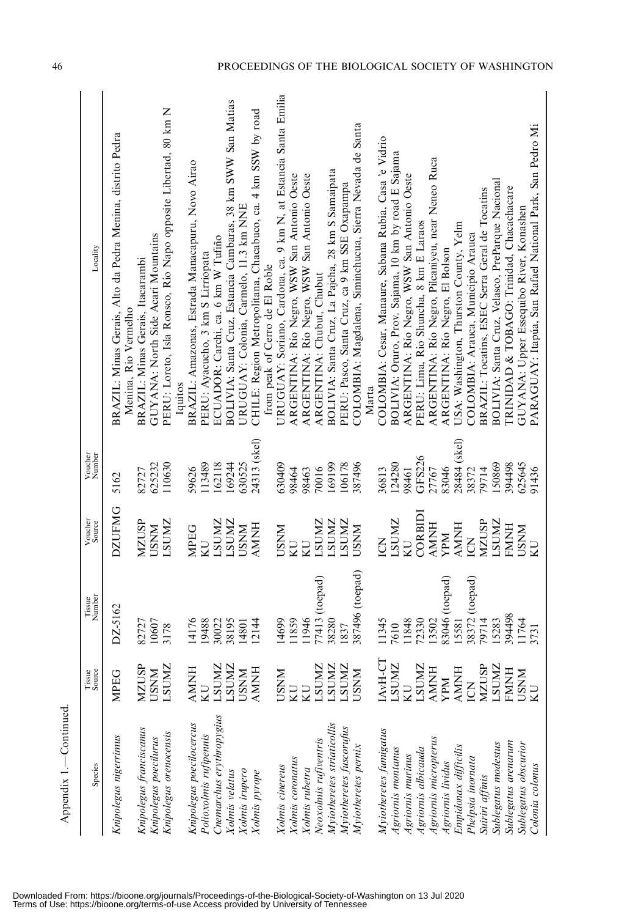Appendix 1.—Continued.

| Species | Tissue Source | Tissue Number | Voucher Source | Voucher Number | Locality |
|---|---|---|---|---|---|
| *Knipolegus nigerrimus* | MPEG | DZ-5162 | DZUFMG | 5162 | BRAZIL: Minas Gerais, Alto da Pedra Menina, distrito Pedra Menina, Rio Vermelho |
| *Knipolegus franciscanus* | MZUSP | 82727 | MZUSP | 82727 | BRAZIL: Minas Gerais, Itacarambi |
| *Knipolegus poecilurus* | USNM | 10607 | USNM | 625232 | GUYANA: North Side Acari Mountains |
| *Knipolegus orenocensis* | LSUMZ | 3178 | LSUMZ | 110630 | PERU: Loreto, Isla Ronsco, Rio Napo opposite Libertad, 80 km N Iquitos |
| *Knipolegus poecilocercus* | AMNH | 14176 | MPEG | 59626 | BRAZIL: Amazonas, Estrada Manacapuru, Novo Airao |
| *Polioxolmis rufipennis* | KU | 19488 | KU | 113489 | PERU: Ayacucho, 3 km S Lirriopata |
| *Cnemarchus erythropygius* | LSUMZ | 30022 | LSUMZ | 162118 | ECUADOR: Carchi, ca. 6 km W Tufiño |
| *Xolmis velatus* | LSUMZ | 38195 | LSUMZ | 169244 | BOLIVIA: Santa Cruz, Estancia Cambaras, 38 km SWW San Matias |
| *Xolmis irupero* | USNM | 14801 | USNM | 630525 | URUGUAY: Colonia, Carmelo, 11.3 km NNE |
| *Xolmis pyrope* | AMNH | 12144 | AMNH | 24313 (skel) | CHILE: Region Metropolitana, Chacabuco, ca. 4 km SSW by road from peak of Cerro de El Roble |
| *Xolmis cinereus* | USNM | 14699 | USNM | 630409 | URUGUAY: Soriano, Cardona, ca. 9 km N, at Estancia Santa Emilia |
| *Xolmis coronatus* | KU | 11859 | KU | 98464 | ARGENTINA: Rio Negro, WSW San Antonio Oeste |
| *Xolmis rubetra* | KU | 11946 | KU | 98463 | ARGENTINA: Rio Negro, WSW San Antonio Oeste |
| *Neoxolmis rufiventris* | LSUMZ | 77413 (toepad) | LSUMZ | 70016 | ARGENTINA: Chubut, Chubut |
| *Myiotheretes striaticollis* | LSUMZ | 38280 | LSUMZ | 169199 | BOLIVIA: Santa Cruz, La Pajcha, 28 km S Samaipata |
| *Myiotheretes fuscorufus* | LSUMZ | 1837 | LSUMZ | 106178 | PERU: Pasco, Santa Cruz, ca 9 km SSE Oxapampa |
| *Myiotheretes pernix* | USNM | 387496 (toepad) | USNM | 387496 | COLOMBIA: Magdalena, Siminchucua, Sierra Nevada de Santa Marta |
| *Myiotheretes fumigatus* | IAvH-CT | 11345 | ICN | 36813 | COLOMBIA: Cesar, Manaure, Sabana Rubia, Casa 'e Vidrio |
| *Agriornis montanus* | LSUMZ | 7610 | LSUMZ | 124280 | BOLIVIA: Oruro, Prov. Sajama, 10 km by road E Sajama |
| *Agriornis murinus* | KU | 11848 | KU | 98461 | ARGENTINA: Rio Negro, WSW San Antonio Oeste |
| *Agriornis albicauda* | LSUMZ | 72330 | CORBIDI | GFS226 | PERU: Lima, Rio Shuncha, 8 km E Laraos |
| *Agriornis micropterus* | AMNH | 13502 | AMNH | 27767 | ARGENTINA: Rio Negro, Pilcaniyeu, near Neneo Ruca |
| *Agriornis lividus* | YPM | 83046 (toepad) | YPM | 83046 | ARGENTINA: Rio Negro, El Bolson |
| *Empidonax difficilis* | AMNH | 15581 | AMNH | 28484 (skel) | USA: Washington, Thurston County, Yelm |
| *Phelpsia inornata* | ICN | 38372 (toepad) | ICN | 38372 | COLOMBIA: Arauca, Municipio Arauca |
| *Suiriri affinis* | MZUSP | 79714 | MZUSP | 79714 | BRAZIL: Tocatins, ESEC Serra Geral de Tocatins |
| *Sublegatus modestus* | LSUMZ | 15283 | LSUMZ | 150869 | BOLIVIA: Santa Cruz, Velasco, PreParque Nacional |
| *Sublegatus arenarum* | FMNH | 394498 | FMNH | 394498 | TRINIDAD & TOBAGO: Trinidad, Chacachacare |
| *Sublegatus obscurior* | USNM | 11764 | USNM | 625645 | GUYANA: Upper Essequibo River, Konashen |
| *Colonia colonus* | KU | 3731 | KU | 91436 | PARAGUAY: Itapúa, San Rafael National Park, San Pedro Mi |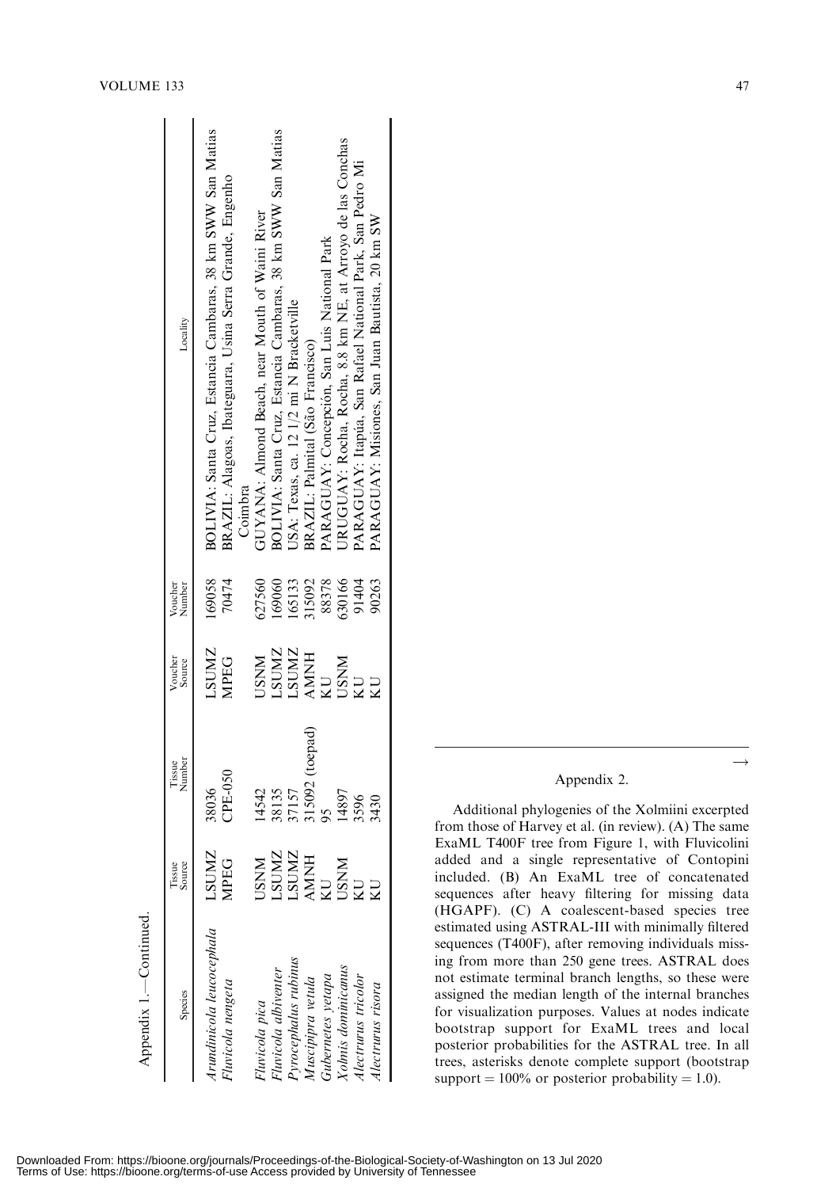Appendix 1.—Continued.

| Species | Tissue Source | Tissue Number | Voucher Source | Voucher Number | Locality |
|---|---|---|---|---|---|
| *Arundinicola leucocephala* | LSUMZ | 38036 | LSUMZ | 169058 | BOLIVIA: Santa Cruz, Estancia Cambaras, 38 km SWW San Matias |
| *Fluvicola nengeta* | MPEG | CPE-050 | MPEG | 70474 | BRAZIL: Alagoas, Ibateguara, Usina Serra Grande, Engenho Coimbra |
| *Fluvicola pica* | USNM | 14542 | USNM | 627560 | GUYANA: Almond Beach, near Mouth of Waini River |
| *Fluvicola albiventer* | LSUMZ | 38135 | LSUMZ | 169060 | BOLIVIA: Santa Cruz, Estancia Cambaras, 38 km SWW San Matias |
| *Pyrocephalus rubinus* | LSUMZ | 37157 | LSUMZ | 165133 | USA: Texas, ca. 12 1/2 mi N Bracketville |
| *Muscipipra vetula* | AMNH | 315092 (toepad) | AMNH | 315092 | BRAZIL: Palmital (São Francisco) |
| *Gubernetes yetapa* | KU | 95 | KU | 88378 | PARAGUAY: Concepción, San Luis National Park |
| *Xolmis dominicanus* | USNM | 14897 | USNM | 630166 | URUGUAY: Rocha, Rocha, 8.8 km NE, at Arroyo de las Conchas |
| *Alectrurus tricolor* | KU | 3596 | KU | 91404 | PARAGUAY: Itapúa, San Rafael National Park, San Pedro Mi |
| *Alectrurus risora* | KU | 3430 | KU | 90263 | PARAGUAY: Misiones, San Juan Bautista, 20 km SW |

## Appendix 2.

Additional phylogenies of the Xolmiini excerpted from those of Harvey et al. (in review). (A) The same ExaML T400F tree from Figure 1, with Fluvicolini added and a single representative of Contopini included. (B) An ExaML tree of concatenated sequences after heavy filtering for missing data (HGAPF). (C) A coalescent-based species tree estimated using ASTRAL-III with minimally filtered sequences (T400F), after removing individuals missing from more than 250 gene trees. ASTRAL does not estimate terminal branch lengths, so these were assigned the median length of the internal branches for visualization purposes. Values at nodes indicate bootstrap support for ExaML trees and local posterior probabilities for the ASTRAL tree. In all trees, asterisks denote complete support (bootstrap support = 100% or posterior probability = 1.0).

→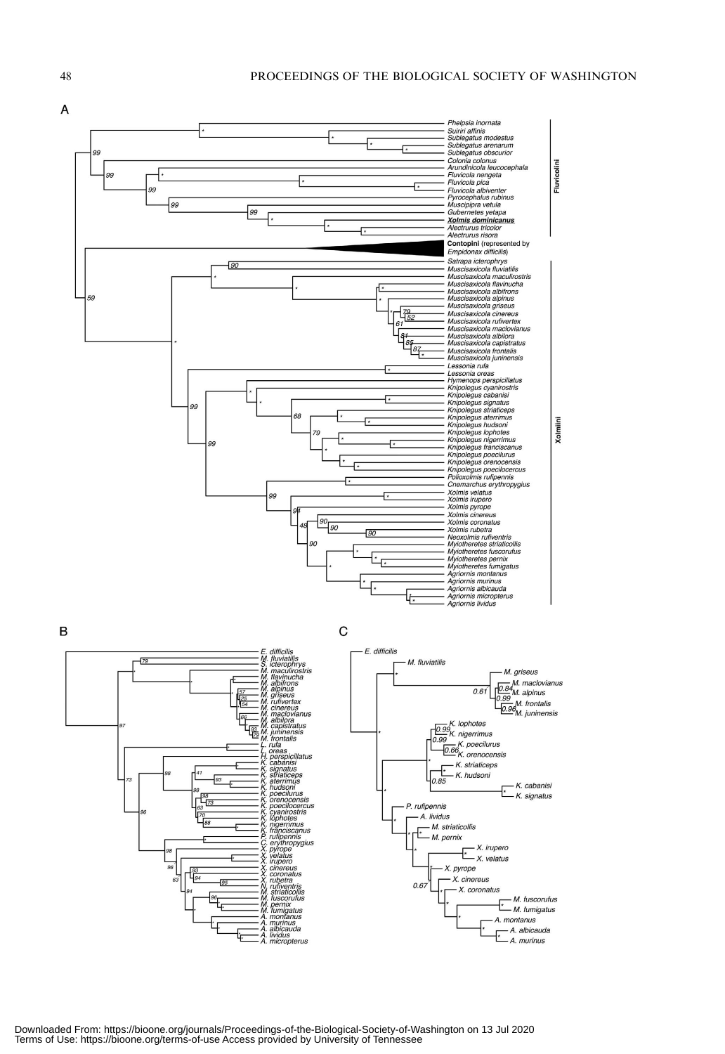A

Phelpsia inornata
Suiriri affinis
Sublegatus modestus
Sublegatus arenarum
Sublegatus obscurior
Colonia colonus
Arundinicola leucocephala
Fluvicola nengeta
Fluvicola pica
Fluvicola albiventer
Pyrocephalus rubinus
Muscipipra vetula
Gubernetes yetapa
**Xolmis dominicanus**
Alectrurus tricolor
Alectrurus risora
**Contopini** (represented by Empidonax difficilis)
Satrapa icterophrys
Muscisaxicola fluviatilis
Muscisaxicola maculirostris
Muscisaxicola flavinucha
Muscisaxicola albifrons
Muscisaxicola alpinus
Muscisaxicola griseus
Muscisaxicola cinereus
Muscisaxicola rufivertex
Muscisaxicola maclovianus
Muscisaxicola albilora
Muscisaxicola capistratus
Muscisaxicola frontalis
Muscisaxicola juninensis
Lessonia rufa
Lessonia oreas
Hymenops perspicillatus
Knipolegus cyanirostris
Knipolegus cabanisi
Knipolegus signatus
Knipolegus striaticeps
Knipolegus aterrimus
Knipolegus hudsoni
Knipolegus lophotes
Knipolegus nigerrimus
Knipolegus franciscanus
Knipolegus poecilurus
Knipolegus orenocensis
Knipolegus poecilocercus
Polioxolmis rufipennis
Cnemarchus erythropygius
Xolmis velatus
Xolmis irupero
Xolmis pyrope
Xolmis cinereus
Xolmis coronatus
Xolmis rubetra
Neoxolmis rufiventris
Myiotheretes striaticollis
Myiotheretes fuscorufus
Myiotheretes pernix
Myiotheretes fumigatus
Agriornis montanus
Agriornis murinus
Agriornis albicauda
Agriornis micropterus
Agriornis lividus

Fluvicolini
Xolmini

99 99 99 99 99 59 90 79 52 61 81 85 87 99 68 79 99 99 94 48 90 90 90 90

B

E. difficilis
M. fluviatilis
S. icterophrys
M. maculirostris
M. flavinucha
M. albifrons
M. alpinus
M. griseus
M. rufivertex
M. cinereus
M. maclovianus
M. albilora
M. capistratus
M. juninensis
M. frontalis
L. rufa
L. oreas
H. perspicillatus
K. cabanisi
K. signatus
K. striaticeps
K. aterrimus
K. hudsoni
K. poecilurus
K. orenocensis
K. poecilocercus
K. cyanirostris
K. lophotes
K. nigerrimus
K. franciscanus
P. rufipennis
C. erythropygius
X. pyrope
X. velatus
X. irupero
X. cinereus
X. coronatus
X. rubetra
N. rufiventris
M. striaticollis
M. fuscorufus
M. pernix
M. fumigatus
A. montanus
A. murinus
A. albicauda
A. lividus
A. micropterus

79 97 57 25 54 66 93 72 73 98 41 93 98 98 73 63 70 88 96 98 96 63 93 94 95 94 96

C

E. difficilis
M. fluviatilis
M. griseus
M. maclovianus
M. alpinus
M. frontalis
M. juninensis
K. lophotes
K. nigerrimus
K. poecilurus
K. orenocensis
K. striaticeps
K. hudsoni
K. cabanisi
K. signatus
P. rufipennis
A. lividus
M. striaticollis
M. pernix
X. irupero
X. velatus
X. pyrope
X. cinereus
X. coronatus
M. fuscorufus
M. fumigatus
A. montanus
A. albicauda
A. murinus

0.61 0.84 0.99 0.98 0.99 0.99 0.66 0.85 0.67